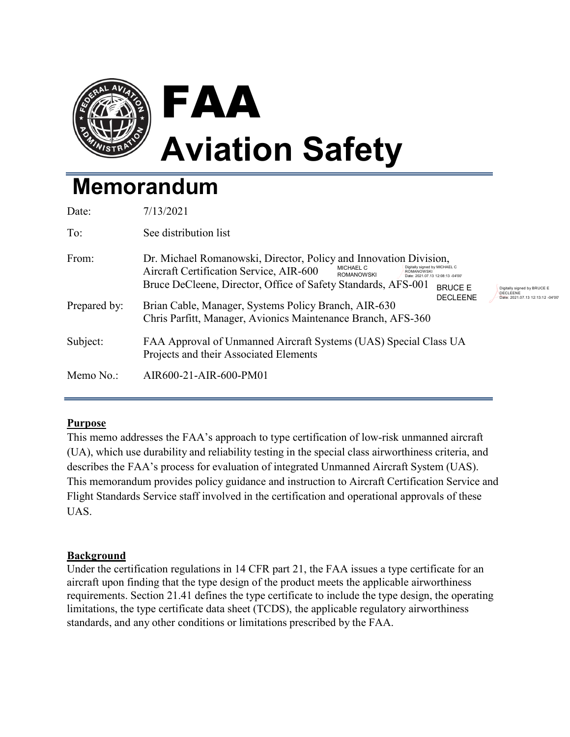# FAA Aviation Safety

## Memorandum

| | |
|---|---|
| Date: | 7/13/2021 |
| To: | See distribution list |
| From: | Dr. Michael Romanowski, Director, Policy and Innovation Division, Aircraft Certification Service, AIR-600 (Digitally signed by MICHAEL C ROMANOWSKI, Date: 2021.07.13 12:08:13 -04'00')<br>Bruce DeCleene, Director, Office of Safety Standards, AFS-001 (Digitally signed by BRUCE E DECLEENE, Date: 2021.07.13 12:13:12 -04'00') |
| Prepared by: | Brian Cable, Manager, Systems Policy Branch, AIR-630<br>Chris Parfitt, Manager, Avionics Maintenance Branch, AFS-360 |
| Subject: | FAA Approval of Unmanned Aircraft Systems (UAS) Special Class UA Projects and their Associated Elements |
| Memo No.: | AIR600-21-AIR-600-PM01 |

### Purpose

This memo addresses the FAA's approach to type certification of low-risk unmanned aircraft (UA), which use durability and reliability testing in the special class airworthiness criteria, and describes the FAA's process for evaluation of integrated Unmanned Aircraft System (UAS). This memorandum provides policy guidance and instruction to Aircraft Certification Service and Flight Standards Service staff involved in the certification and operational approvals of these UAS.

### Background

Under the certification regulations in 14 CFR part 21, the FAA issues a type certificate for an aircraft upon finding that the type design of the product meets the applicable airworthiness requirements. Section 21.41 defines the type certificate to include the type design, the operating limitations, the type certificate data sheet (TCDS), the applicable regulatory airworthiness standards, and any other conditions or limitations prescribed by the FAA.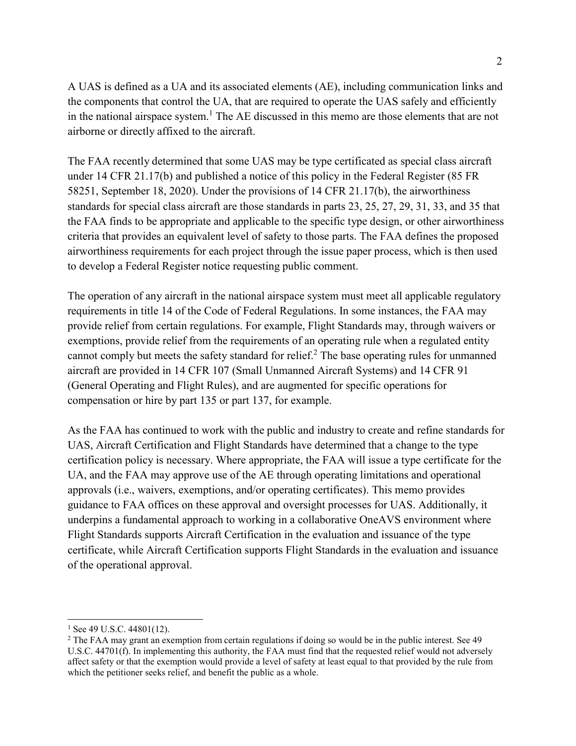A UAS is defined as a UA and its associated elements (AE), including communication links and the components that control the UA, that are required to operate the UAS safely and efficiently in the national airspace system.[1] The AE discussed in this memo are those elements that are not airborne or directly affixed to the aircraft.

The FAA recently determined that some UAS may be type certificated as special class aircraft under 14 CFR 21.17(b) and published a notice of this policy in the Federal Register (85 FR 58251, September 18, 2020). Under the provisions of 14 CFR 21.17(b), the airworthiness standards for special class aircraft are those standards in parts 23, 25, 27, 29, 31, 33, and 35 that the FAA finds to be appropriate and applicable to the specific type design, or other airworthiness criteria that provides an equivalent level of safety to those parts. The FAA defines the proposed airworthiness requirements for each project through the issue paper process, which is then used to develop a Federal Register notice requesting public comment.

The operation of any aircraft in the national airspace system must meet all applicable regulatory requirements in title 14 of the Code of Federal Regulations. In some instances, the FAA may provide relief from certain regulations. For example, Flight Standards may, through waivers or exemptions, provide relief from the requirements of an operating rule when a regulated entity cannot comply but meets the safety standard for relief.[2] The base operating rules for unmanned aircraft are provided in 14 CFR 107 (Small Unmanned Aircraft Systems) and 14 CFR 91 (General Operating and Flight Rules), and are augmented for specific operations for compensation or hire by part 135 or part 137, for example.

As the FAA has continued to work with the public and industry to create and refine standards for UAS, Aircraft Certification and Flight Standards have determined that a change to the type certification policy is necessary. Where appropriate, the FAA will issue a type certificate for the UA, and the FAA may approve use of the AE through operating limitations and operational approvals (i.e., waivers, exemptions, and/or operating certificates). This memo provides guidance to FAA offices on these approval and oversight processes for UAS. Additionally, it underpins a fundamental approach to working in a collaborative OneAVS environment where Flight Standards supports Aircraft Certification in the evaluation and issuance of the type certificate, while Aircraft Certification supports Flight Standards in the evaluation and issuance of the operational approval.

---

[1] See 49 U.S.C. 44801(12).

[2] The FAA may grant an exemption from certain regulations if doing so would be in the public interest. See 49 U.S.C. 44701(f). In implementing this authority, the FAA must find that the requested relief would not adversely affect safety or that the exemption would provide a level of safety at least equal to that provided by the rule from which the petitioner seeks relief, and benefit the public as a whole.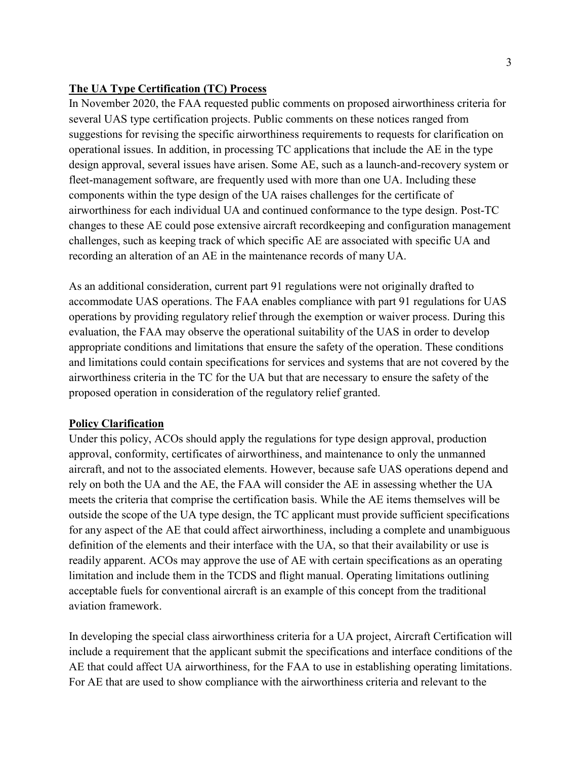## The UA Type Certification (TC) Process

In November 2020, the FAA requested public comments on proposed airworthiness criteria for several UAS type certification projects. Public comments on these notices ranged from suggestions for revising the specific airworthiness requirements to requests for clarification on operational issues. In addition, in processing TC applications that include the AE in the type design approval, several issues have arisen. Some AE, such as a launch-and-recovery system or fleet-management software, are frequently used with more than one UA. Including these components within the type design of the UA raises challenges for the certificate of airworthiness for each individual UA and continued conformance to the type design. Post-TC changes to these AE could pose extensive aircraft recordkeeping and configuration management challenges, such as keeping track of which specific AE are associated with specific UA and recording an alteration of an AE in the maintenance records of many UA.

As an additional consideration, current part 91 regulations were not originally drafted to accommodate UAS operations. The FAA enables compliance with part 91 regulations for UAS operations by providing regulatory relief through the exemption or waiver process. During this evaluation, the FAA may observe the operational suitability of the UAS in order to develop appropriate conditions and limitations that ensure the safety of the operation. These conditions and limitations could contain specifications for services and systems that are not covered by the airworthiness criteria in the TC for the UA but that are necessary to ensure the safety of the proposed operation in consideration of the regulatory relief granted.

## Policy Clarification

Under this policy, ACOs should apply the regulations for type design approval, production approval, conformity, certificates of airworthiness, and maintenance to only the unmanned aircraft, and not to the associated elements. However, because safe UAS operations depend and rely on both the UA and the AE, the FAA will consider the AE in assessing whether the UA meets the criteria that comprise the certification basis. While the AE items themselves will be outside the scope of the UA type design, the TC applicant must provide sufficient specifications for any aspect of the AE that could affect airworthiness, including a complete and unambiguous definition of the elements and their interface with the UA, so that their availability or use is readily apparent. ACOs may approve the use of AE with certain specifications as an operating limitation and include them in the TCDS and flight manual. Operating limitations outlining acceptable fuels for conventional aircraft is an example of this concept from the traditional aviation framework.

In developing the special class airworthiness criteria for a UA project, Aircraft Certification will include a requirement that the applicant submit the specifications and interface conditions of the AE that could affect UA airworthiness, for the FAA to use in establishing operating limitations. For AE that are used to show compliance with the airworthiness criteria and relevant to the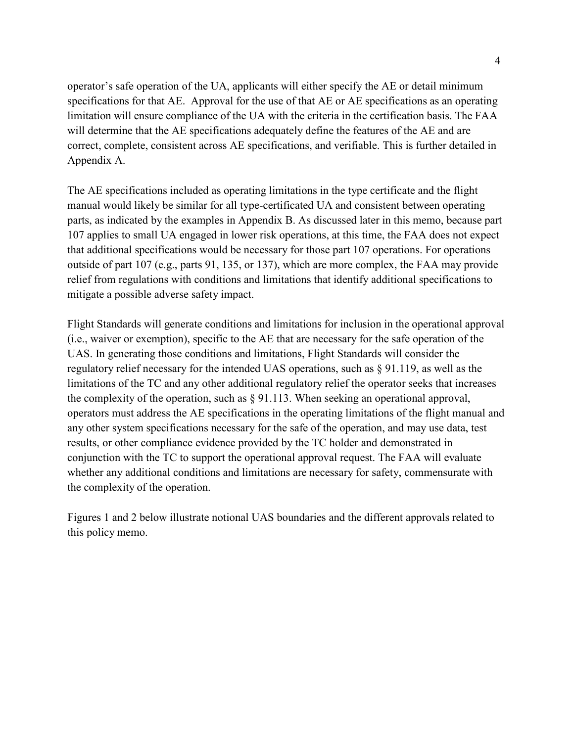operator's safe operation of the UA, applicants will either specify the AE or detail minimum specifications for that AE. Approval for the use of that AE or AE specifications as an operating limitation will ensure compliance of the UA with the criteria in the certification basis. The FAA will determine that the AE specifications adequately define the features of the AE and are correct, complete, consistent across AE specifications, and verifiable. This is further detailed in Appendix A.

The AE specifications included as operating limitations in the type certificate and the flight manual would likely be similar for all type-certificated UA and consistent between operating parts, as indicated by the examples in Appendix B. As discussed later in this memo, because part 107 applies to small UA engaged in lower risk operations, at this time, the FAA does not expect that additional specifications would be necessary for those part 107 operations. For operations outside of part 107 (e.g., parts 91, 135, or 137), which are more complex, the FAA may provide relief from regulations with conditions and limitations that identify additional specifications to mitigate a possible adverse safety impact.

Flight Standards will generate conditions and limitations for inclusion in the operational approval (i.e., waiver or exemption), specific to the AE that are necessary for the safe operation of the UAS. In generating those conditions and limitations, Flight Standards will consider the regulatory relief necessary for the intended UAS operations, such as § 91.119, as well as the limitations of the TC and any other additional regulatory relief the operator seeks that increases the complexity of the operation, such as § 91.113. When seeking an operational approval, operators must address the AE specifications in the operating limitations of the flight manual and any other system specifications necessary for the safe of the operation, and may use data, test results, or other compliance evidence provided by the TC holder and demonstrated in conjunction with the TC to support the operational approval request. The FAA will evaluate whether any additional conditions and limitations are necessary for safety, commensurate with the complexity of the operation.

Figures 1 and 2 below illustrate notional UAS boundaries and the different approvals related to this policy memo.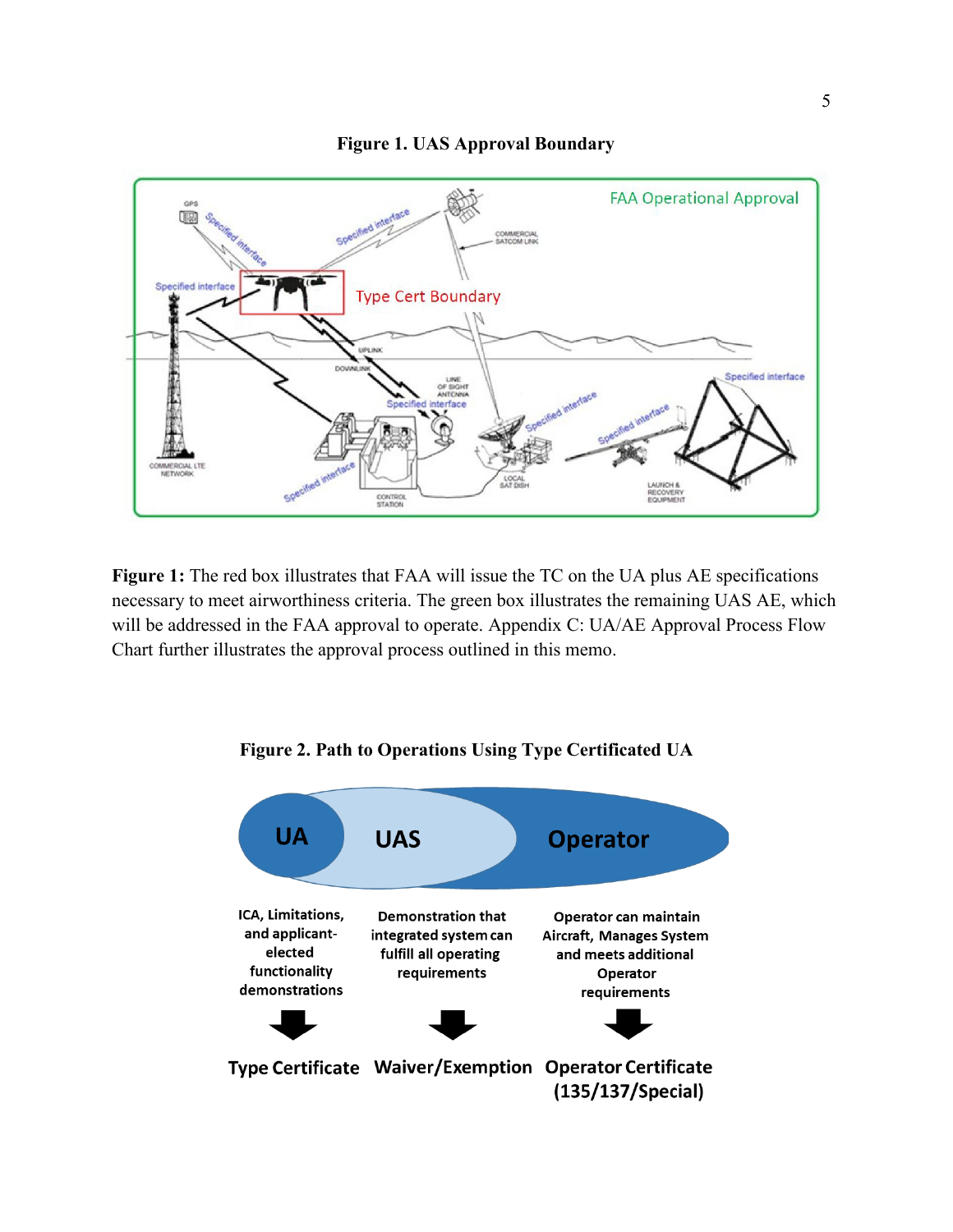**Figure 1. UAS Approval Boundary**

**Figure 1:** The red box illustrates that FAA will issue the TC on the UA plus AE specifications necessary to meet airworthiness criteria. The green box illustrates the remaining UAS AE, which will be addressed in the FAA approval to operate. Appendix C: UA/AE Approval Process Flow Chart further illustrates the approval process outlined in this memo.

**Figure 2. Path to Operations Using Type Certificated UA**

| UA | UAS | Operator |
|---|---|---|
| ICA, Limitations, and applicant-elected functionality demonstrations | Demonstration that integrated system can fulfill all operating requirements | Operator can maintain Aircraft, Manages System and meets additional Operator requirements |
| Type Certificate | Waiver/Exemption | Operator Certificate (135/137/Special) |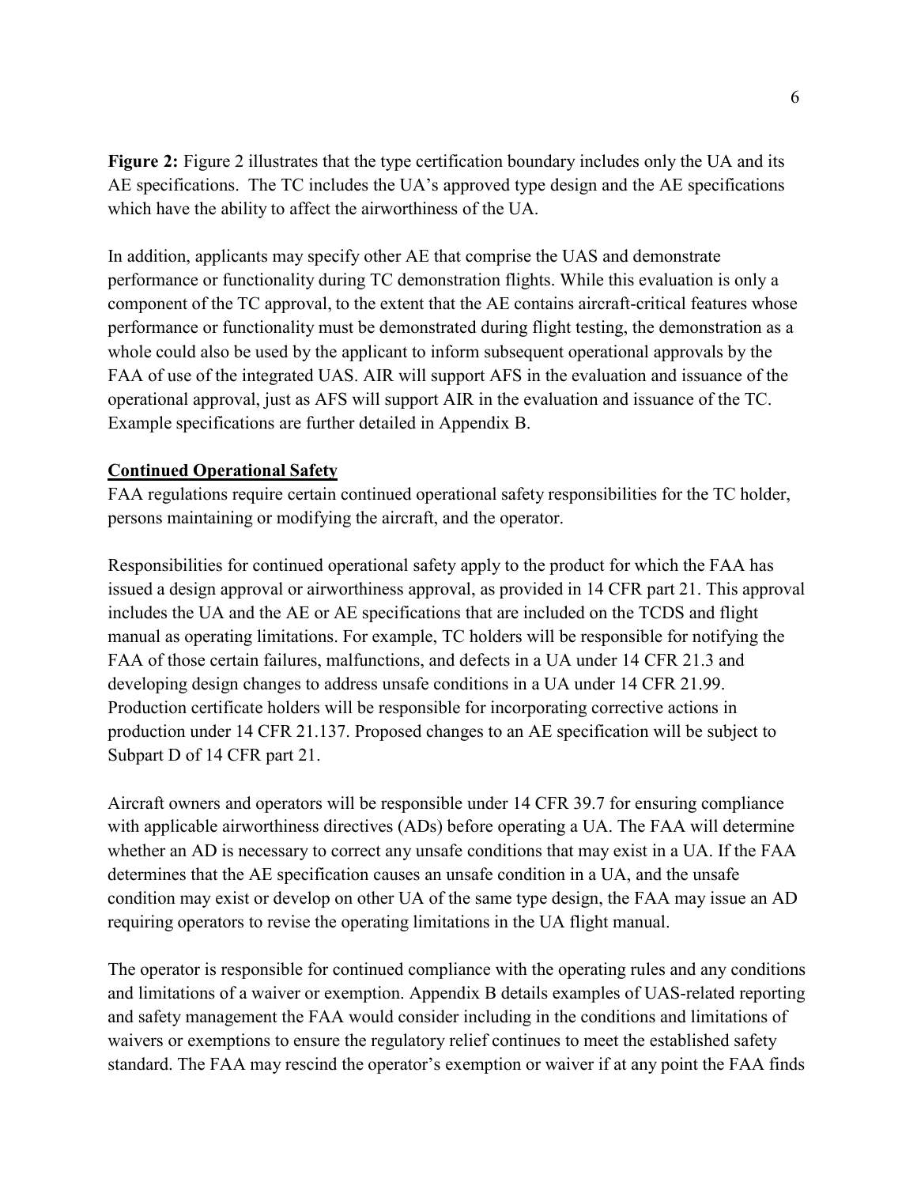**Figure 2:** Figure 2 illustrates that the type certification boundary includes only the UA and its AE specifications. The TC includes the UA's approved type design and the AE specifications which have the ability to affect the airworthiness of the UA.

In addition, applicants may specify other AE that comprise the UAS and demonstrate performance or functionality during TC demonstration flights. While this evaluation is only a component of the TC approval, to the extent that the AE contains aircraft-critical features whose performance or functionality must be demonstrated during flight testing, the demonstration as a whole could also be used by the applicant to inform subsequent operational approvals by the FAA of use of the integrated UAS. AIR will support AFS in the evaluation and issuance of the operational approval, just as AFS will support AIR in the evaluation and issuance of the TC. Example specifications are further detailed in Appendix B.

**Continued Operational Safety**

FAA regulations require certain continued operational safety responsibilities for the TC holder, persons maintaining or modifying the aircraft, and the operator.

Responsibilities for continued operational safety apply to the product for which the FAA has issued a design approval or airworthiness approval, as provided in 14 CFR part 21. This approval includes the UA and the AE or AE specifications that are included on the TCDS and flight manual as operating limitations. For example, TC holders will be responsible for notifying the FAA of those certain failures, malfunctions, and defects in a UA under 14 CFR 21.3 and developing design changes to address unsafe conditions in a UA under 14 CFR 21.99. Production certificate holders will be responsible for incorporating corrective actions in production under 14 CFR 21.137. Proposed changes to an AE specification will be subject to Subpart D of 14 CFR part 21.

Aircraft owners and operators will be responsible under 14 CFR 39.7 for ensuring compliance with applicable airworthiness directives (ADs) before operating a UA. The FAA will determine whether an AD is necessary to correct any unsafe conditions that may exist in a UA. If the FAA determines that the AE specification causes an unsafe condition in a UA, and the unsafe condition may exist or develop on other UA of the same type design, the FAA may issue an AD requiring operators to revise the operating limitations in the UA flight manual.

The operator is responsible for continued compliance with the operating rules and any conditions and limitations of a waiver or exemption. Appendix B details examples of UAS-related reporting and safety management the FAA would consider including in the conditions and limitations of waivers or exemptions to ensure the regulatory relief continues to meet the established safety standard. The FAA may rescind the operator's exemption or waiver if at any point the FAA finds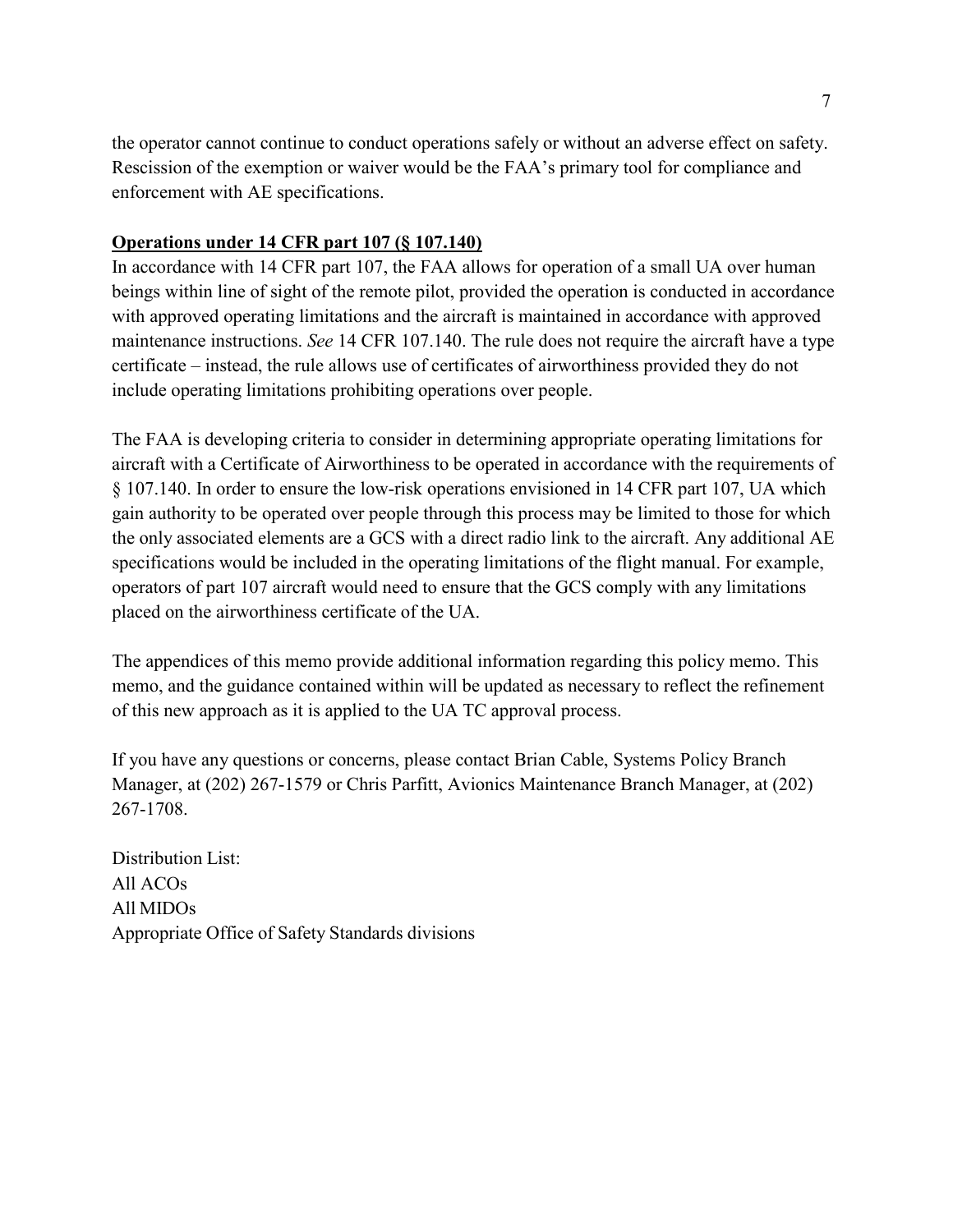the operator cannot continue to conduct operations safely or without an adverse effect on safety. Rescission of the exemption or waiver would be the FAA's primary tool for compliance and enforcement with AE specifications.

**Operations under 14 CFR part 107 (§ 107.140)**

In accordance with 14 CFR part 107, the FAA allows for operation of a small UA over human beings within line of sight of the remote pilot, provided the operation is conducted in accordance with approved operating limitations and the aircraft is maintained in accordance with approved maintenance instructions. *See* 14 CFR 107.140. The rule does not require the aircraft have a type certificate – instead, the rule allows use of certificates of airworthiness provided they do not include operating limitations prohibiting operations over people.

The FAA is developing criteria to consider in determining appropriate operating limitations for aircraft with a Certificate of Airworthiness to be operated in accordance with the requirements of § 107.140. In order to ensure the low-risk operations envisioned in 14 CFR part 107, UA which gain authority to be operated over people through this process may be limited to those for which the only associated elements are a GCS with a direct radio link to the aircraft. Any additional AE specifications would be included in the operating limitations of the flight manual. For example, operators of part 107 aircraft would need to ensure that the GCS comply with any limitations placed on the airworthiness certificate of the UA.

The appendices of this memo provide additional information regarding this policy memo. This memo, and the guidance contained within will be updated as necessary to reflect the refinement of this new approach as it is applied to the UA TC approval process.

If you have any questions or concerns, please contact Brian Cable, Systems Policy Branch Manager, at (202) 267-1579 or Chris Parfitt, Avionics Maintenance Branch Manager, at (202) 267-1708.

Distribution List:
All ACOs
All MIDOs
Appropriate Office of Safety Standards divisions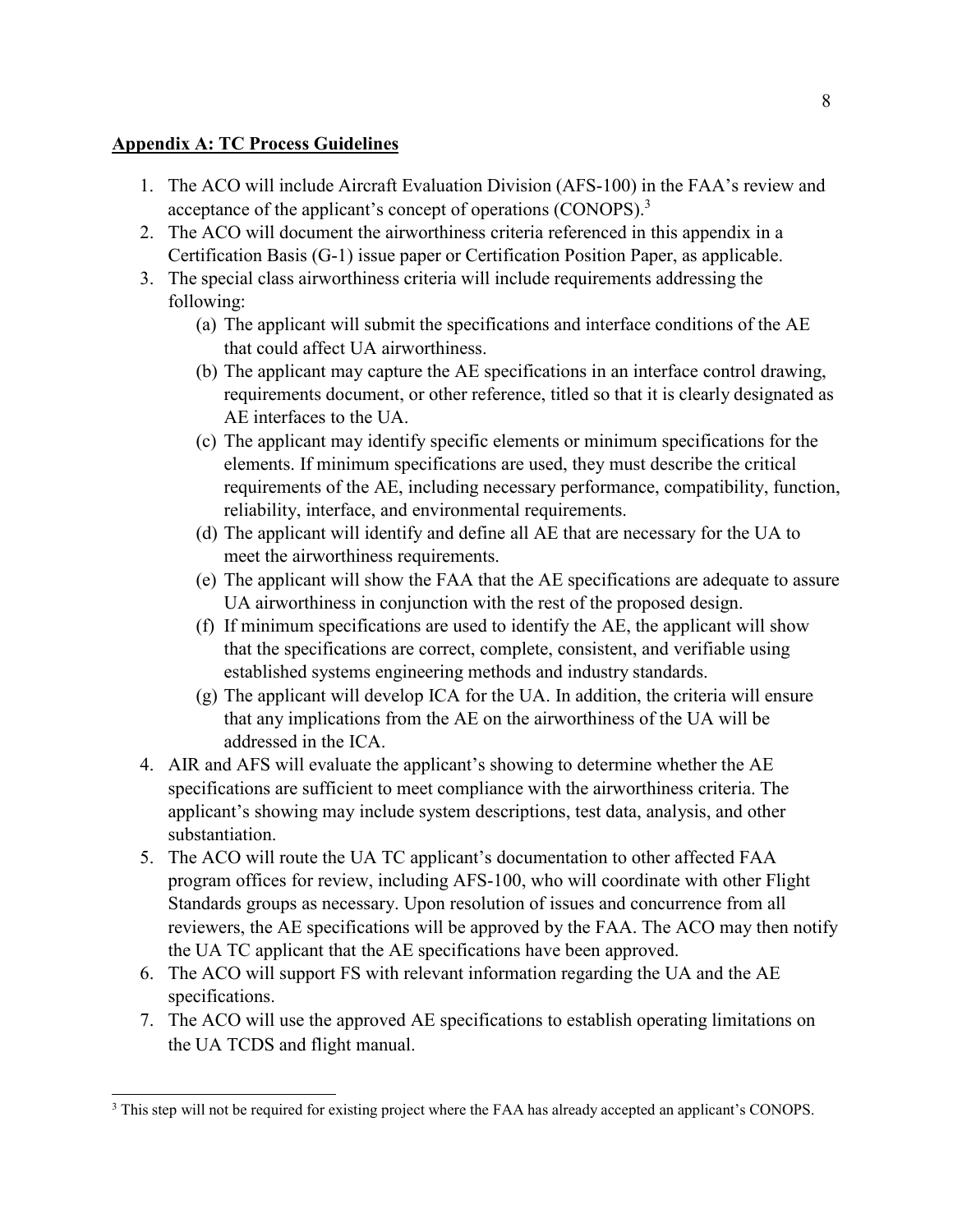## Appendix A: TC Process Guidelines

1. The ACO will include Aircraft Evaluation Division (AFS-100) in the FAA's review and acceptance of the applicant's concept of operations (CONOPS).[3]
2. The ACO will document the airworthiness criteria referenced in this appendix in a Certification Basis (G-1) issue paper or Certification Position Paper, as applicable.
3. The special class airworthiness criteria will include requirements addressing the following:
   (a) The applicant will submit the specifications and interface conditions of the AE that could affect UA airworthiness.
   (b) The applicant may capture the AE specifications in an interface control drawing, requirements document, or other reference, titled so that it is clearly designated as AE interfaces to the UA.
   (c) The applicant may identify specific elements or minimum specifications for the elements. If minimum specifications are used, they must describe the critical requirements of the AE, including necessary performance, compatibility, function, reliability, interface, and environmental requirements.
   (d) The applicant will identify and define all AE that are necessary for the UA to meet the airworthiness requirements.
   (e) The applicant will show the FAA that the AE specifications are adequate to assure UA airworthiness in conjunction with the rest of the proposed design.
   (f) If minimum specifications are used to identify the AE, the applicant will show that the specifications are correct, complete, consistent, and verifiable using established systems engineering methods and industry standards.
   (g) The applicant will develop ICA for the UA. In addition, the criteria will ensure that any implications from the AE on the airworthiness of the UA will be addressed in the ICA.
4. AIR and AFS will evaluate the applicant's showing to determine whether the AE specifications are sufficient to meet compliance with the airworthiness criteria. The applicant's showing may include system descriptions, test data, analysis, and other substantiation.
5. The ACO will route the UA TC applicant's documentation to other affected FAA program offices for review, including AFS-100, who will coordinate with other Flight Standards groups as necessary. Upon resolution of issues and concurrence from all reviewers, the AE specifications will be approved by the FAA. The ACO may then notify the UA TC applicant that the AE specifications have been approved.
6. The ACO will support FS with relevant information regarding the UA and the AE specifications.
7. The ACO will use the approved AE specifications to establish operating limitations on the UA TCDS and flight manual.

[3] This step will not be required for existing project where the FAA has already accepted an applicant's CONOPS.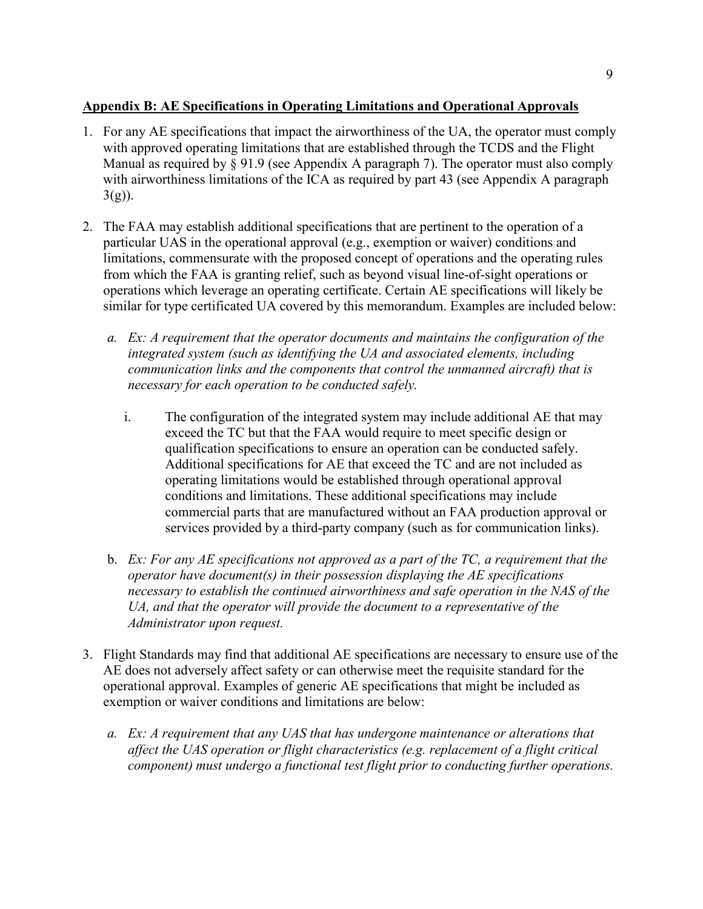**Appendix B: AE Specifications in Operating Limitations and Operational Approvals**

1. For any AE specifications that impact the airworthiness of the UA, the operator must comply with approved operating limitations that are established through the TCDS and the Flight Manual as required by § 91.9 (see Appendix A paragraph 7). The operator must also comply with airworthiness limitations of the ICA as required by part 43 (see Appendix A paragraph 3(g)).

2. The FAA may establish additional specifications that are pertinent to the operation of a particular UAS in the operational approval (e.g., exemption or waiver) conditions and limitations, commensurate with the proposed concept of operations and the operating rules from which the FAA is granting relief, such as beyond visual line-of-sight operations or operations which leverage an operating certificate. Certain AE specifications will likely be similar for type certificated UA covered by this memorandum. Examples are included below:

   a. *Ex: A requirement that the operator documents and maintains the configuration of the integrated system (such as identifying the UA and associated elements, including communication links and the components that control the unmanned aircraft) that is necessary for each operation to be conducted safely.*

      i. The configuration of the integrated system may include additional AE that may exceed the TC but that the FAA would require to meet specific design or qualification specifications to ensure an operation can be conducted safely. Additional specifications for AE that exceed the TC and are not included as operating limitations would be established through operational approval conditions and limitations. These additional specifications may include commercial parts that are manufactured without an FAA production approval or services provided by a third-party company (such as for communication links).

   b. *Ex: For any AE specifications not approved as a part of the TC, a requirement that the operator have document(s) in their possession displaying the AE specifications necessary to establish the continued airworthiness and safe operation in the NAS of the UA, and that the operator will provide the document to a representative of the Administrator upon request.*

3. Flight Standards may find that additional AE specifications are necessary to ensure use of the AE does not adversely affect safety or can otherwise meet the requisite standard for the operational approval. Examples of generic AE specifications that might be included as exemption or waiver conditions and limitations are below:

   a. *Ex: A requirement that any UAS that has undergone maintenance or alterations that affect the UAS operation or flight characteristics (e.g. replacement of a flight critical component) must undergo a functional test flight prior to conducting further operations.*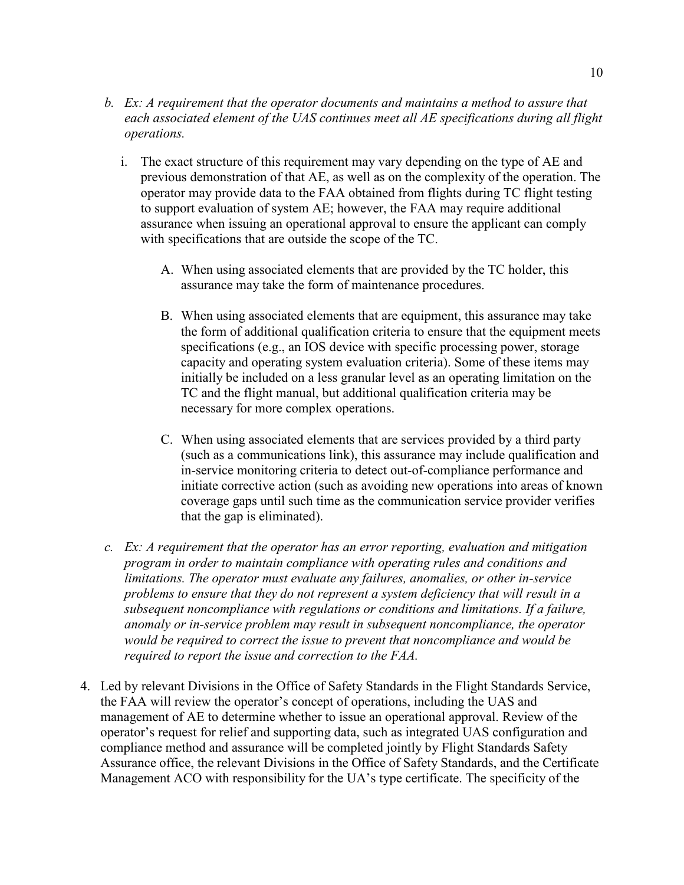*b. Ex: A requirement that the operator documents and maintains a method to assure that each associated element of the UAS continues meet all AE specifications during all flight operations.*

   i. The exact structure of this requirement may vary depending on the type of AE and previous demonstration of that AE, as well as on the complexity of the operation. The operator may provide data to the FAA obtained from flights during TC flight testing to support evaluation of system AE; however, the FAA may require additional assurance when issuing an operational approval to ensure the applicant can comply with specifications that are outside the scope of the TC.

      A. When using associated elements that are provided by the TC holder, this assurance may take the form of maintenance procedures.

      B. When using associated elements that are equipment, this assurance may take the form of additional qualification criteria to ensure that the equipment meets specifications (e.g., an IOS device with specific processing power, storage capacity and operating system evaluation criteria). Some of these items may initially be included on a less granular level as an operating limitation on the TC and the flight manual, but additional qualification criteria may be necessary for more complex operations.

      C. When using associated elements that are services provided by a third party (such as a communications link), this assurance may include qualification and in-service monitoring criteria to detect out-of-compliance performance and initiate corrective action (such as avoiding new operations into areas of known coverage gaps until such time as the communication service provider verifies that the gap is eliminated).

*c. Ex: A requirement that the operator has an error reporting, evaluation and mitigation program in order to maintain compliance with operating rules and conditions and limitations. The operator must evaluate any failures, anomalies, or other in-service problems to ensure that they do not represent a system deficiency that will result in a subsequent noncompliance with regulations or conditions and limitations. If a failure, anomaly or in-service problem may result in subsequent noncompliance, the operator would be required to correct the issue to prevent that noncompliance and would be required to report the issue and correction to the FAA.*

4. Led by relevant Divisions in the Office of Safety Standards in the Flight Standards Service, the FAA will review the operator's concept of operations, including the UAS and management of AE to determine whether to issue an operational approval. Review of the operator's request for relief and supporting data, such as integrated UAS configuration and compliance method and assurance will be completed jointly by Flight Standards Safety Assurance office, the relevant Divisions in the Office of Safety Standards, and the Certificate Management ACO with responsibility for the UA's type certificate. The specificity of the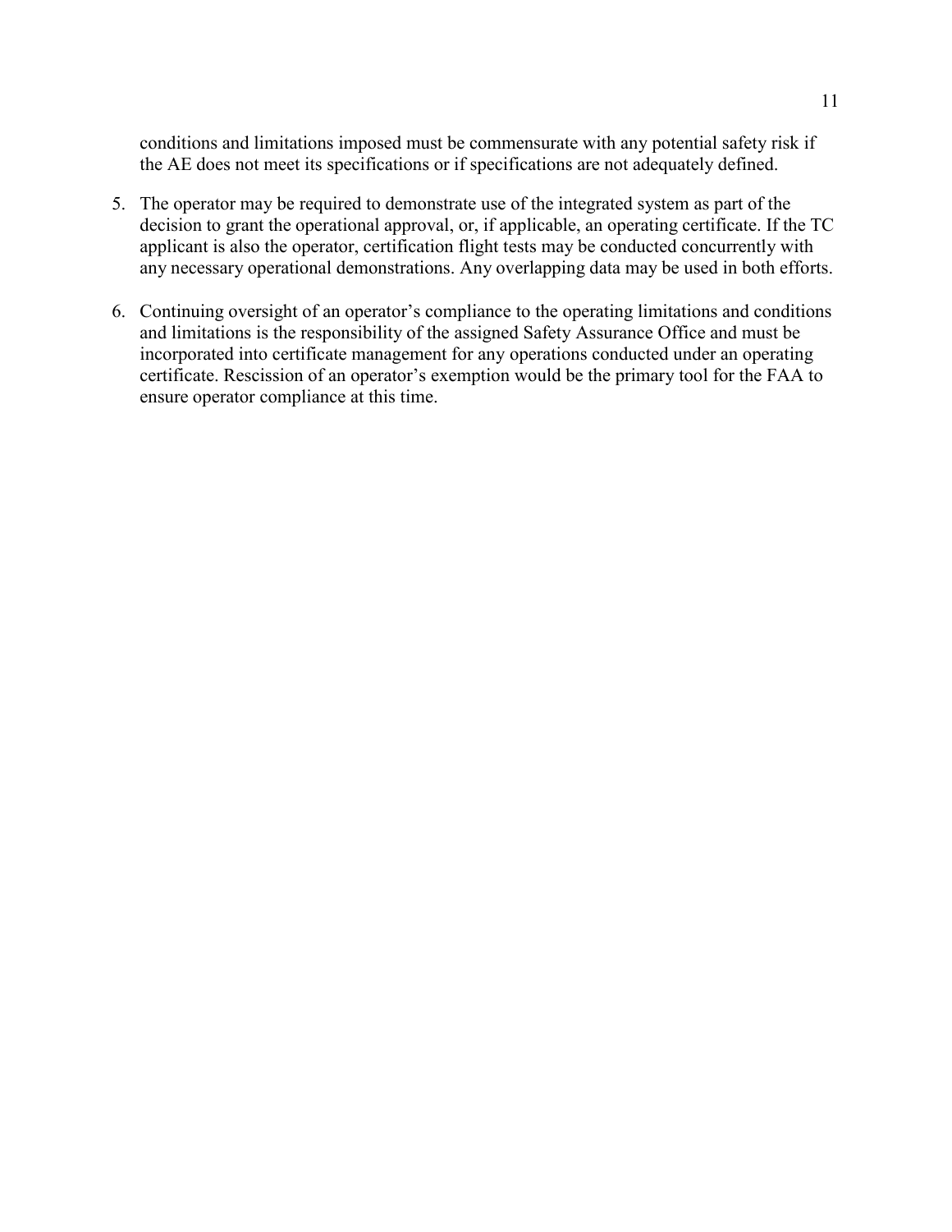conditions and limitations imposed must be commensurate with any potential safety risk if the AE does not meet its specifications or if specifications are not adequately defined.

5. The operator may be required to demonstrate use of the integrated system as part of the decision to grant the operational approval, or, if applicable, an operating certificate. If the TC applicant is also the operator, certification flight tests may be conducted concurrently with any necessary operational demonstrations. Any overlapping data may be used in both efforts.

6. Continuing oversight of an operator's compliance to the operating limitations and conditions and limitations is the responsibility of the assigned Safety Assurance Office and must be incorporated into certificate management for any operations conducted under an operating certificate. Rescission of an operator's exemption would be the primary tool for the FAA to ensure operator compliance at this time.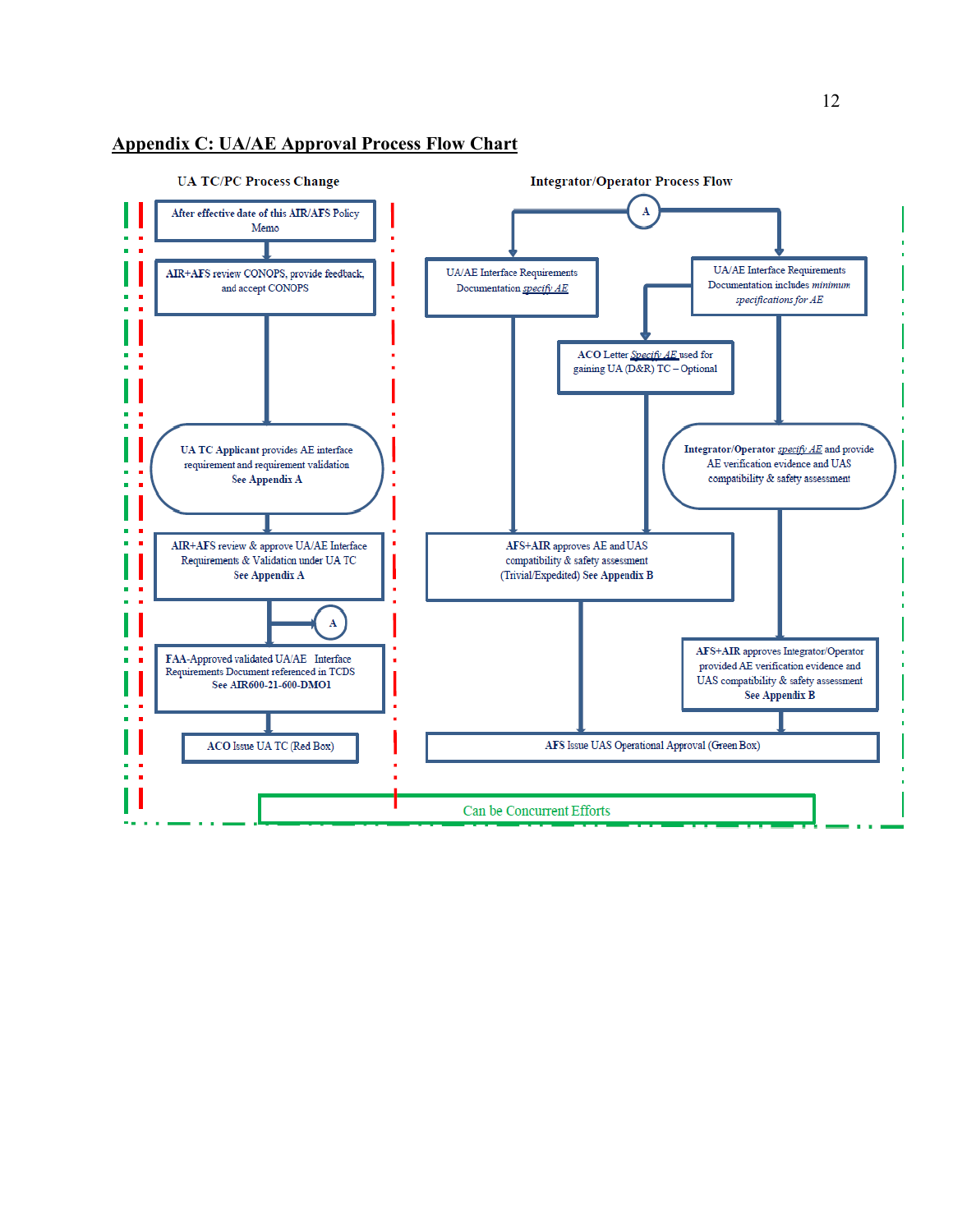## Appendix C: UA/AE Approval Process Flow Chart

UA TC/PC Process Change

After effective date of this AIR/AFS Policy Memo

AIR+AFS review CONOPS, provide feedback, and accept CONOPS

UA TC Applicant provides AE interface requirement and requirement validation See Appendix A

AIR+AFS review & approve UA/AE Interface Requirements & Validation under UA TC See Appendix A

A

FAA-Approved validated UA/AE Interface Requirements Document referenced in TCDS See AIR600-21-600-DMO1

ACO Issue UA TC (Red Box)

Integrator/Operator Process Flow

A

UA/AE Interface Requirements Documentation *specify AE*

UA/AE Interface Requirements Documentation includes *minimum specifications for AE*

ACO Letter *Specify AE* used for gaining UA (D&R) TC – Optional

Integrator/Operator *specify AE* and provide AE verification evidence and UAS compatibility & safety assessment

AFS+AIR approves AE and UAS compatibility & safety assessment (Trivial/Expedited) See Appendix B

AFS+AIR approves Integrator/Operator provided AE verification evidence and UAS compatibility & safety assessment See Appendix B

AFS Issue UAS Operational Approval (Green Box)

Can be Concurrent Efforts